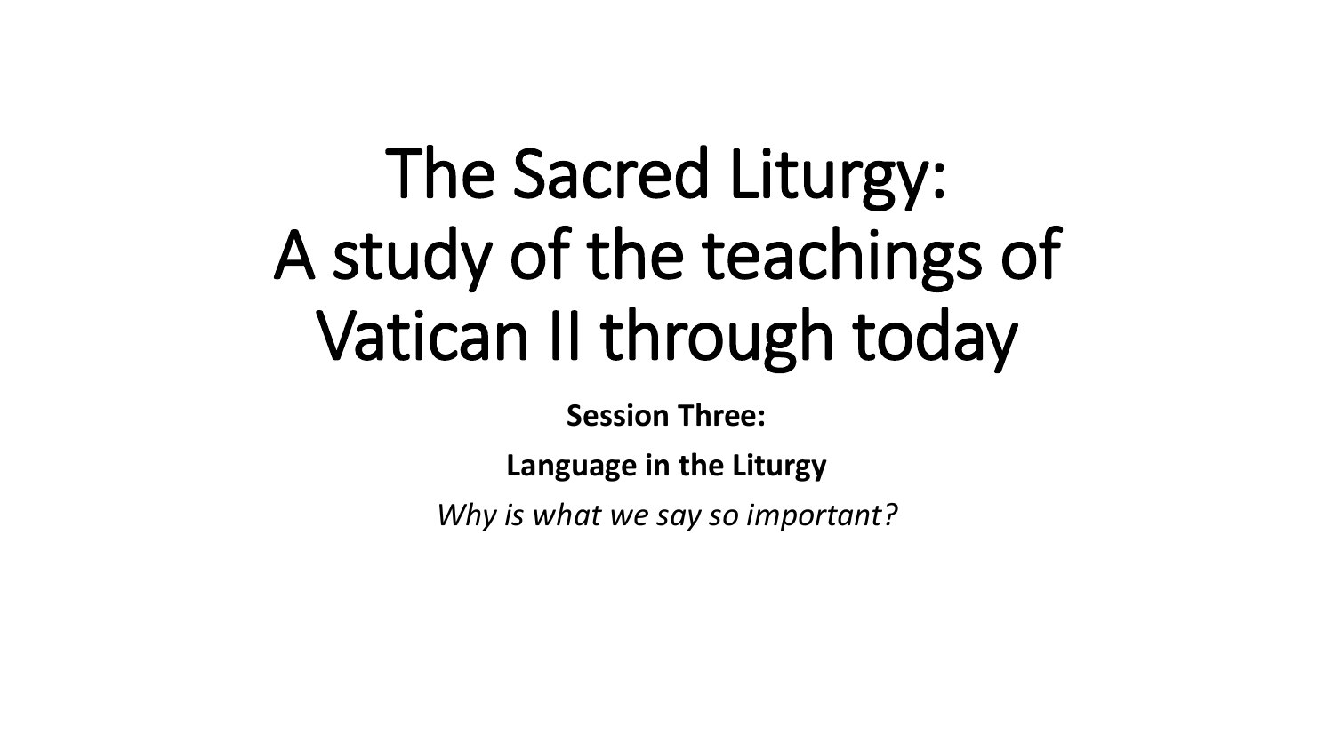# The Sacred Liturgy: A study of the teachings of Vatican II through today

**Session Three:**

**Language in the Liturgy**

*Why is what we say so important?*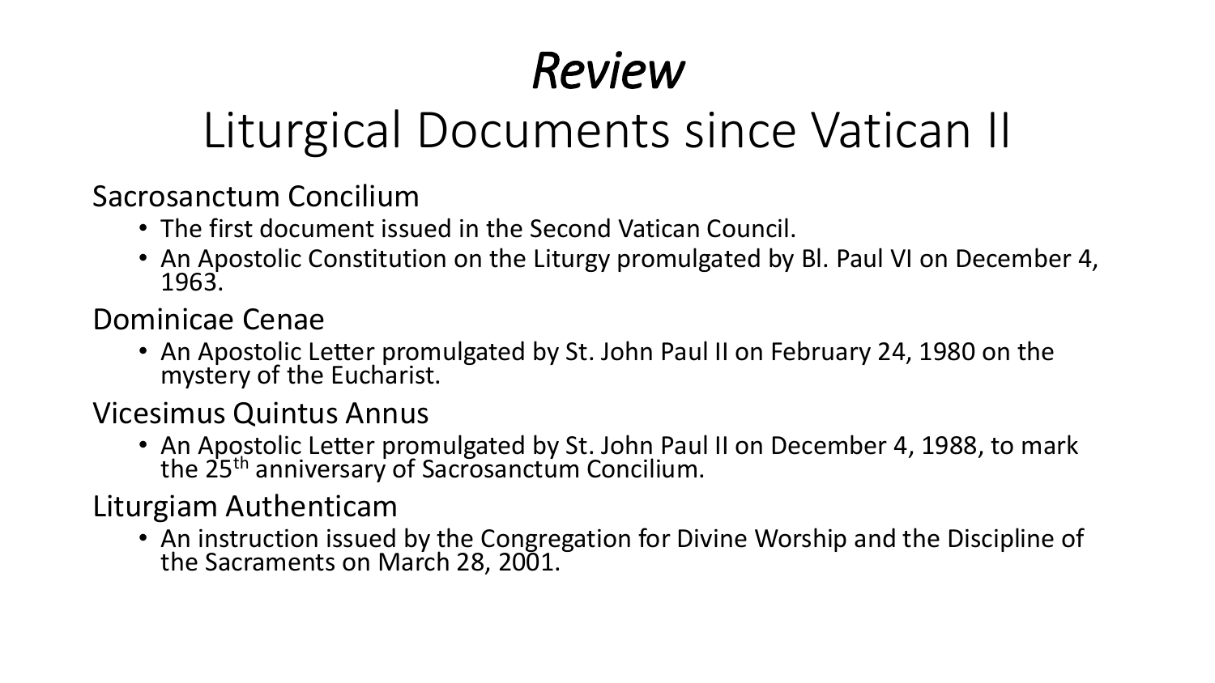# *Review*

# Liturgical Documents since Vatican II

Sacrosanctum Concilium

- The first document issued in the Second Vatican Council.
- An Apostolic Constitution on the Liturgy promulgated by Bl. Paul VI on December 4, 1963.

Dominicae Cenae

- An Apostolic Letter promulgated by St. John Paul II on February 24, 1980 on the mystery of the Eucharist.

Vicesimus Quintus Annus

- An Apostolic Letter promulgated by St. John Paul II on December 4, 1988, to mark the 25th anniversary of Sacrosanctum Concilium.

Liturgiam Authenticam

- An instruction issued by the Congregation for Divine Worship and the Discipline of the Sacraments on March 28, 2001.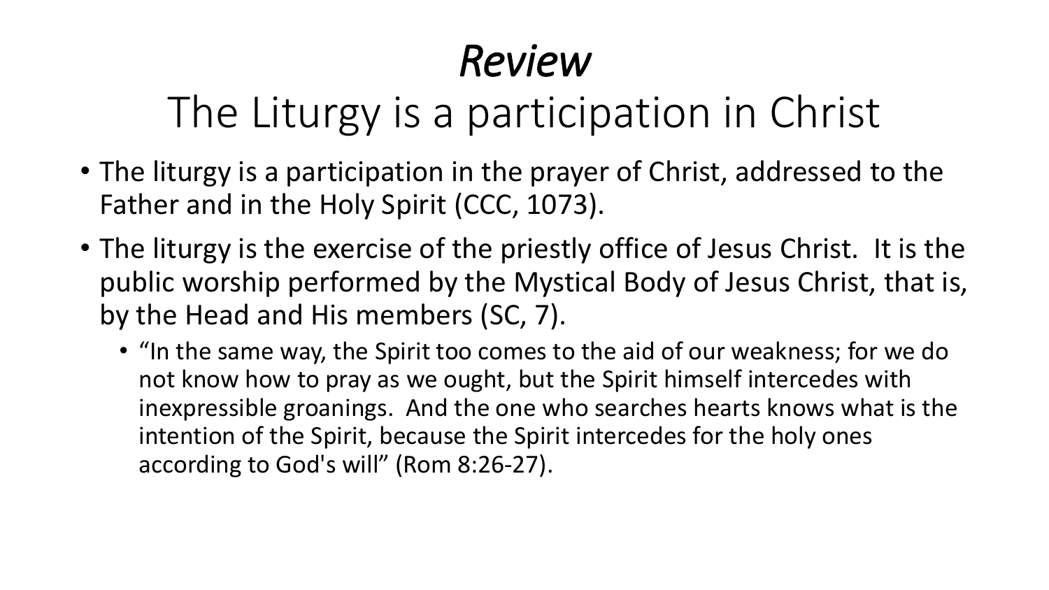# *Review*

## The Liturgy is a participation in Christ

- The liturgy is a participation in the prayer of Christ, addressed to the Father and in the Holy Spirit (CCC, 1073).
- The liturgy is the exercise of the priestly office of Jesus Christ. It is the public worship performed by the Mystical Body of Jesus Christ, that is, by the Head and His members (SC, 7).
  - "In the same way, the Spirit too comes to the aid of our weakness; for we do not know how to pray as we ought, but the Spirit himself intercedes with inexpressible groanings. And the one who searches hearts knows what is the intention of the Spirit, because the Spirit intercedes for the holy ones according to God's will" (Rom 8:26-27).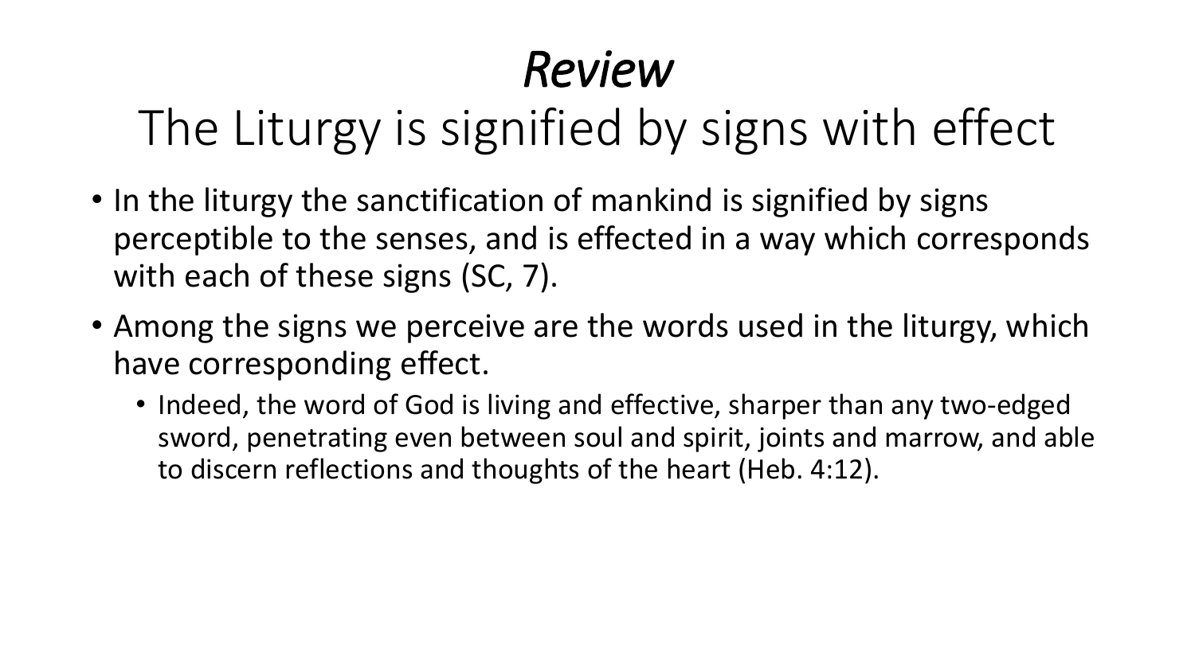# *Review*

## The Liturgy is signified by signs with effect

- In the liturgy the sanctification of mankind is signified by signs perceptible to the senses, and is effected in a way which corresponds with each of these signs (SC, 7).
- Among the signs we perceive are the words used in the liturgy, which have corresponding effect.
  - Indeed, the word of God is living and effective, sharper than any two-edged sword, penetrating even between soul and spirit, joints and marrow, and able to discern reflections and thoughts of the heart (Heb. 4:12).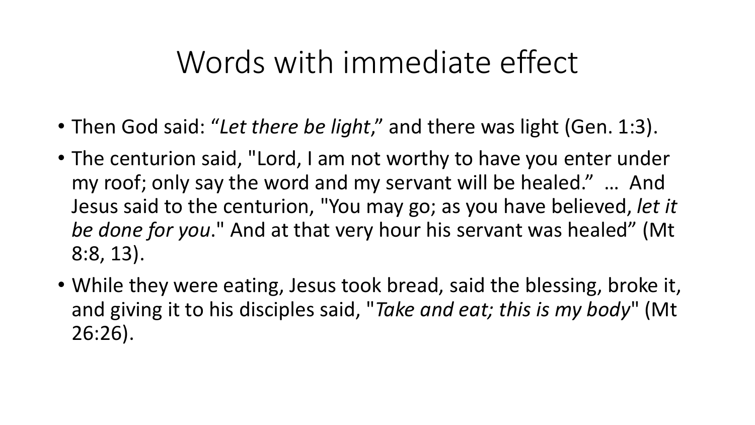# Words with immediate effect

- Then God said: “*Let there be light*,” and there was light (Gen. 1:3).
- The centurion said, "Lord, I am not worthy to have you enter under my roof; only say the word and my servant will be healed.” … And Jesus said to the centurion, "You may go; as you have believed, *let it be done for you*." And at that very hour his servant was healed” (Mt 8:8, 13).
- While they were eating, Jesus took bread, said the blessing, broke it, and giving it to his disciples said, "*Take and eat; this is my body*" (Mt 26:26).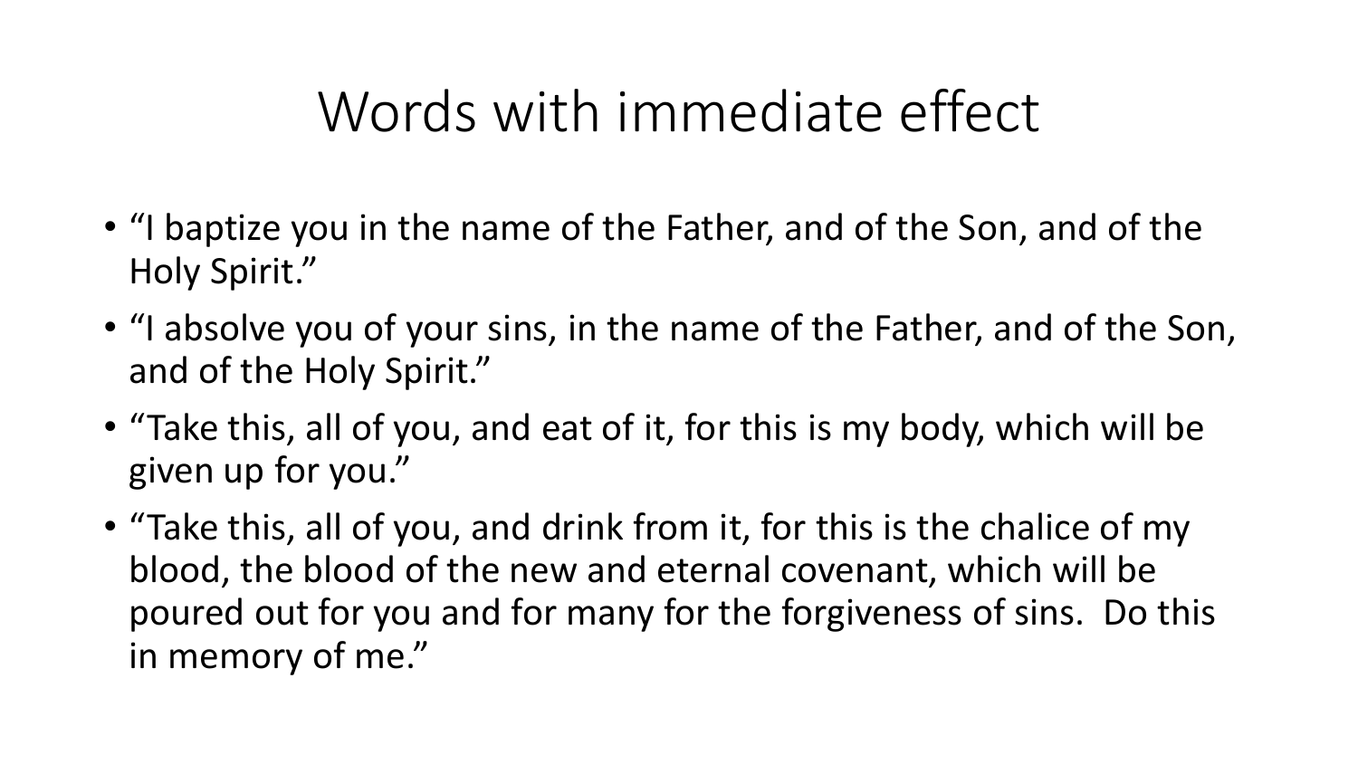# Words with immediate effect

- "I baptize you in the name of the Father, and of the Son, and of the Holy Spirit."
- "I absolve you of your sins, in the name of the Father, and of the Son, and of the Holy Spirit."
- "Take this, all of you, and eat of it, for this is my body, which will be given up for you."
- "Take this, all of you, and drink from it, for this is the chalice of my blood, the blood of the new and eternal covenant, which will be poured out for you and for many for the forgiveness of sins. Do this in memory of me."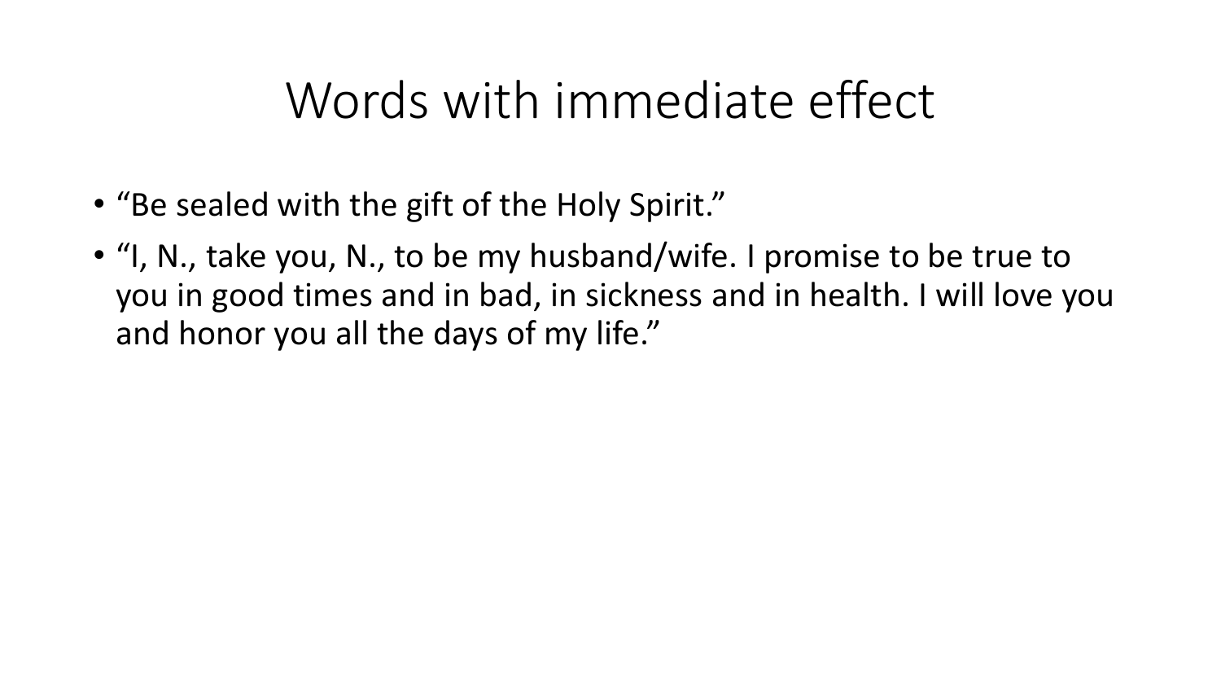# Words with immediate effect

- “Be sealed with the gift of the Holy Spirit.”
- “I, N., take you, N., to be my husband/wife. I promise to be true to you in good times and in bad, in sickness and in health. I will love you and honor you all the days of my life.”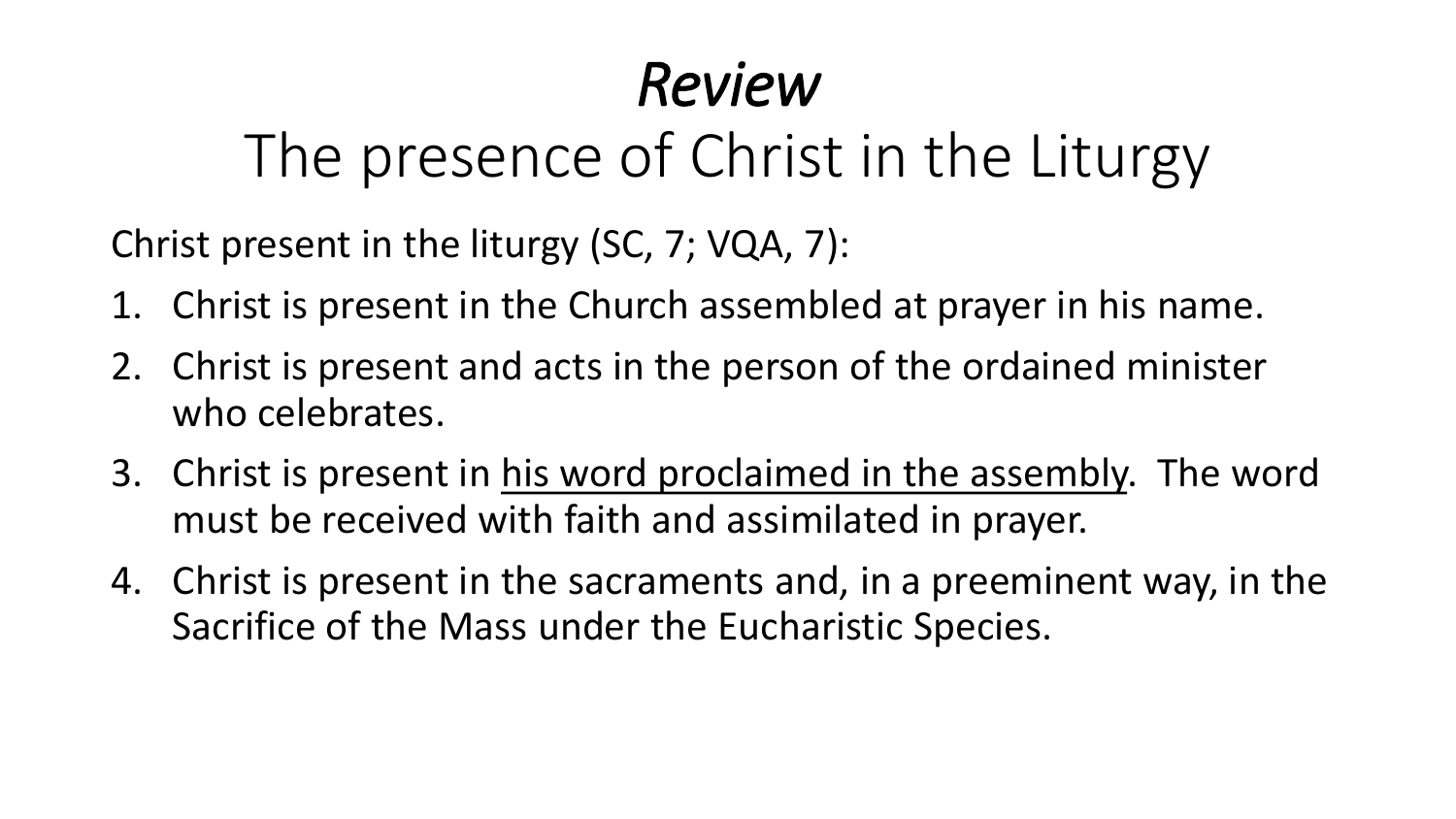# *Review*
## The presence of Christ in the Liturgy

Christ present in the liturgy (SC, 7; VQA, 7):

1. Christ is present in the Church assembled at prayer in his name.
2. Christ is present and acts in the person of the ordained minister who celebrates.
3. Christ is present in <u>his word proclaimed in the assembly</u>. The word must be received with faith and assimilated in prayer.
4. Christ is present in the sacraments and, in a preeminent way, in the Sacrifice of the Mass under the Eucharistic Species.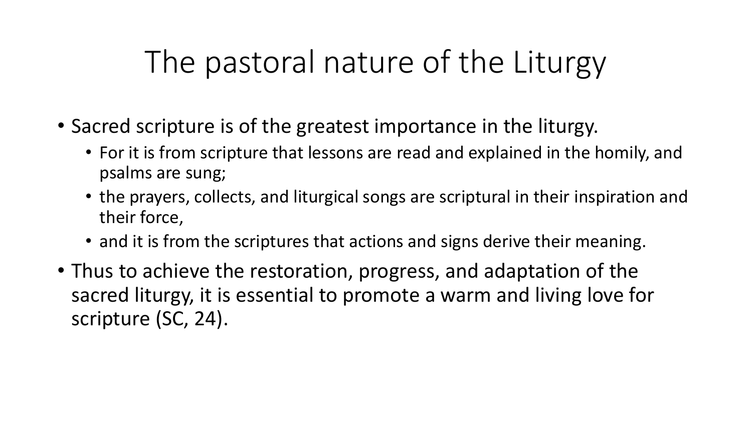# The pastoral nature of the Liturgy

- Sacred scripture is of the greatest importance in the liturgy.
  - For it is from scripture that lessons are read and explained in the homily, and psalms are sung;
  - the prayers, collects, and liturgical songs are scriptural in their inspiration and their force,
  - and it is from the scriptures that actions and signs derive their meaning.
- Thus to achieve the restoration, progress, and adaptation of the sacred liturgy, it is essential to promote a warm and living love for scripture (SC, 24).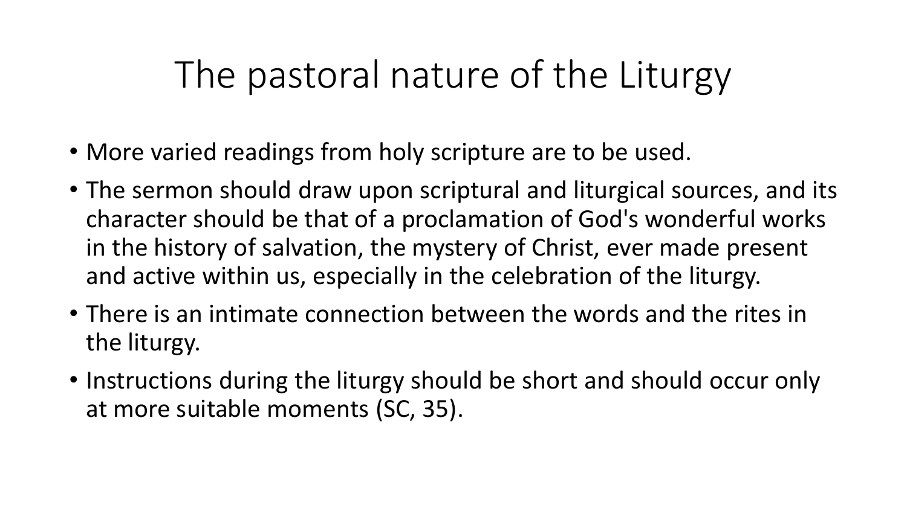# The pastoral nature of the Liturgy

- More varied readings from holy scripture are to be used.
- The sermon should draw upon scriptural and liturgical sources, and its character should be that of a proclamation of God's wonderful works in the history of salvation, the mystery of Christ, ever made present and active within us, especially in the celebration of the liturgy.
- There is an intimate connection between the words and the rites in the liturgy.
- Instructions during the liturgy should be short and should occur only at more suitable moments (SC, 35).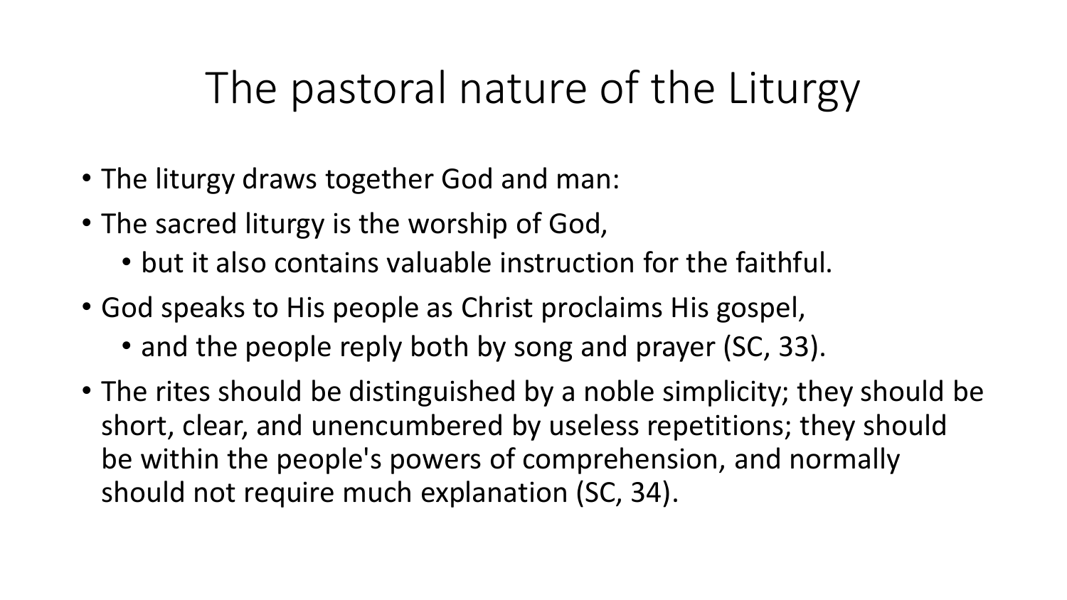# The pastoral nature of the Liturgy

- The liturgy draws together God and man:
- The sacred liturgy is the worship of God,
  - but it also contains valuable instruction for the faithful.
- God speaks to His people as Christ proclaims His gospel,
  - and the people reply both by song and prayer (SC, 33).
- The rites should be distinguished by a noble simplicity; they should be short, clear, and unencumbered by useless repetitions; they should be within the people's powers of comprehension, and normally should not require much explanation (SC, 34).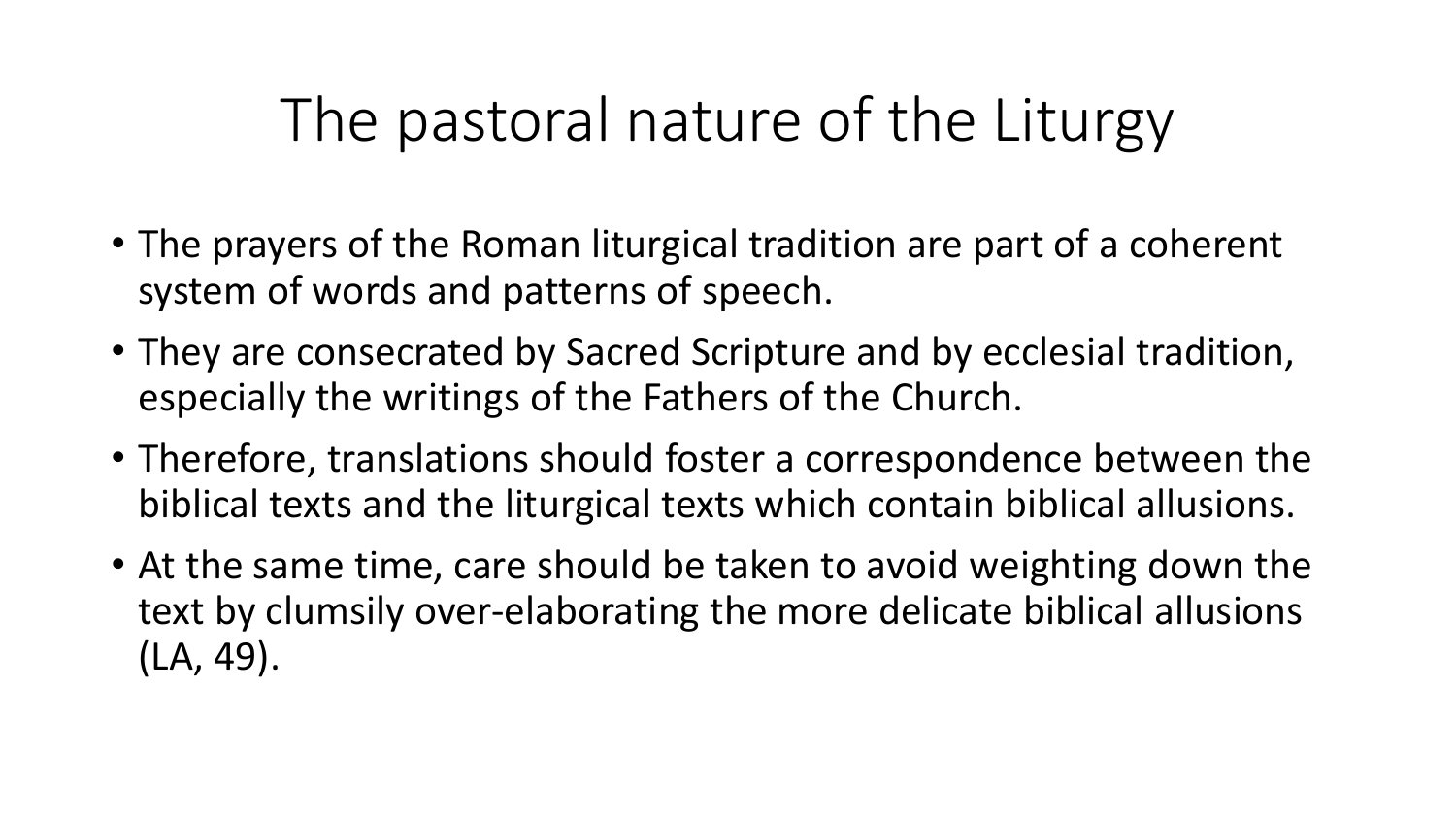# The pastoral nature of the Liturgy

- The prayers of the Roman liturgical tradition are part of a coherent system of words and patterns of speech.
- They are consecrated by Sacred Scripture and by ecclesial tradition, especially the writings of the Fathers of the Church.
- Therefore, translations should foster a correspondence between the biblical texts and the liturgical texts which contain biblical allusions.
- At the same time, care should be taken to avoid weighting down the text by clumsily over-elaborating the more delicate biblical allusions (LA, 49).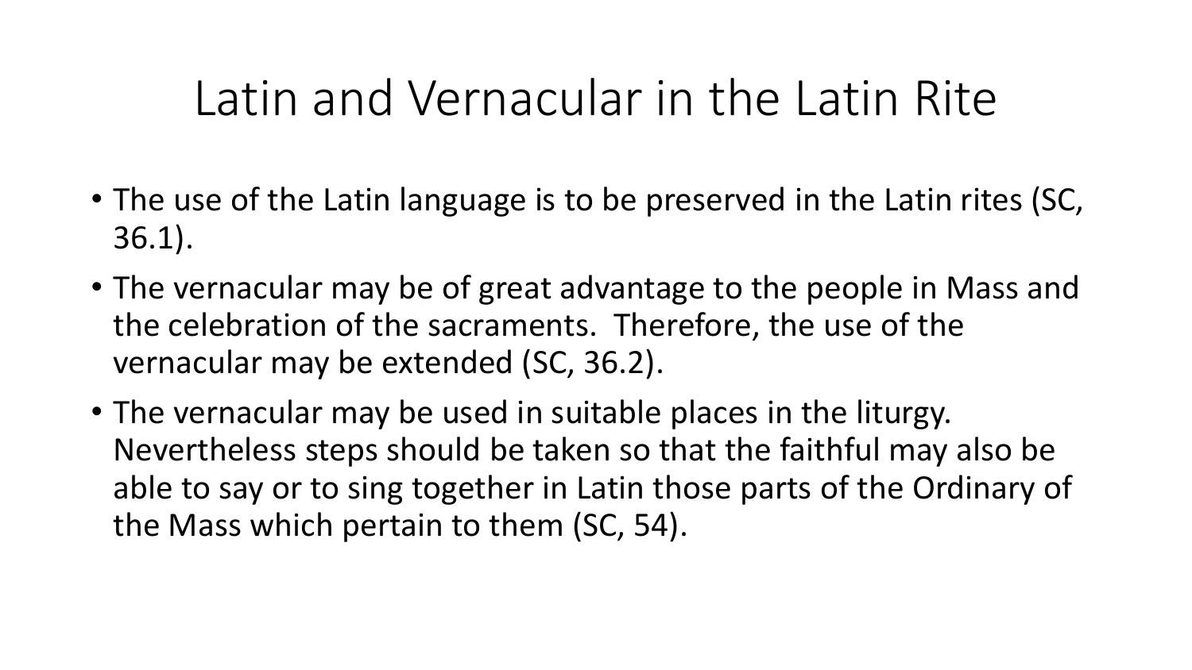# Latin and Vernacular in the Latin Rite

- The use of the Latin language is to be preserved in the Latin rites (SC, 36.1).
- The vernacular may be of great advantage to the people in Mass and the celebration of the sacraments. Therefore, the use of the vernacular may be extended (SC, 36.2).
- The vernacular may be used in suitable places in the liturgy. Nevertheless steps should be taken so that the faithful may also be able to say or to sing together in Latin those parts of the Ordinary of the Mass which pertain to them (SC, 54).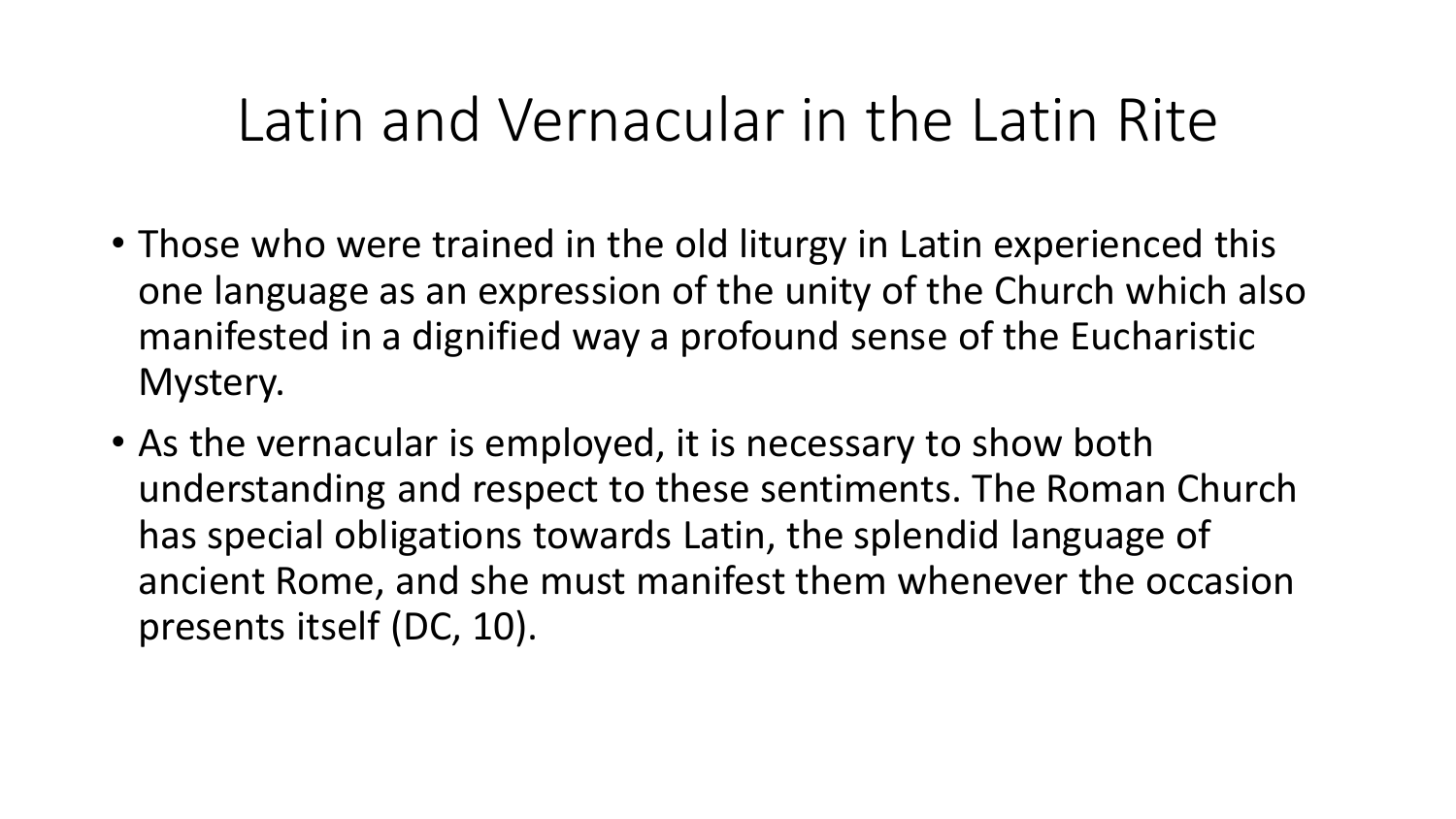# Latin and Vernacular in the Latin Rite

- Those who were trained in the old liturgy in Latin experienced this one language as an expression of the unity of the Church which also manifested in a dignified way a profound sense of the Eucharistic Mystery.
- As the vernacular is employed, it is necessary to show both understanding and respect to these sentiments. The Roman Church has special obligations towards Latin, the splendid language of ancient Rome, and she must manifest them whenever the occasion presents itself (DC, 10).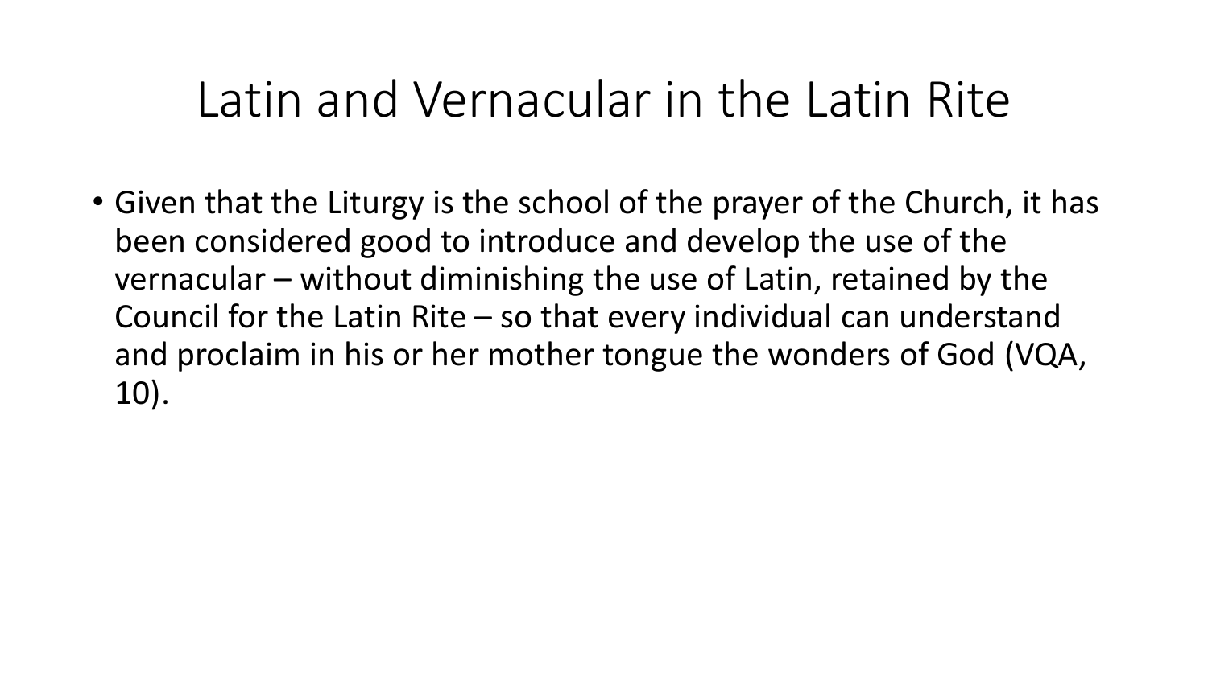# Latin and Vernacular in the Latin Rite

- Given that the Liturgy is the school of the prayer of the Church, it has been considered good to introduce and develop the use of the vernacular – without diminishing the use of Latin, retained by the Council for the Latin Rite – so that every individual can understand and proclaim in his or her mother tongue the wonders of God (VQA, 10).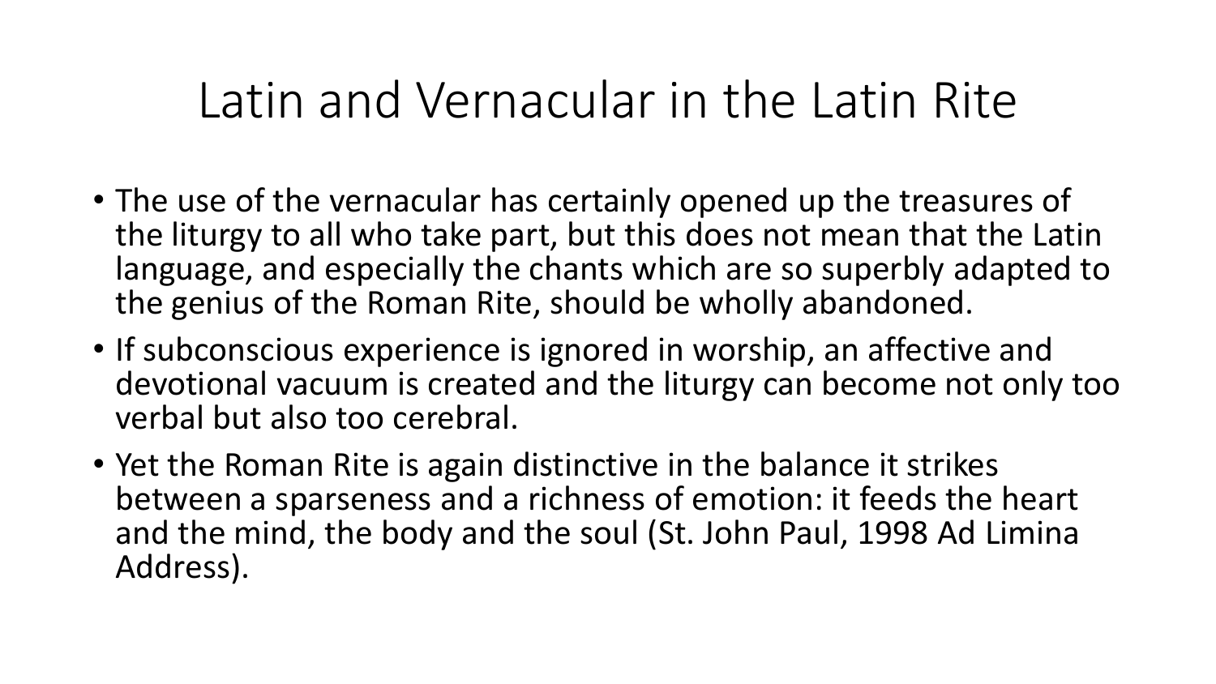# Latin and Vernacular in the Latin Rite

- The use of the vernacular has certainly opened up the treasures of the liturgy to all who take part, but this does not mean that the Latin language, and especially the chants which are so superbly adapted to the genius of the Roman Rite, should be wholly abandoned.
- If subconscious experience is ignored in worship, an affective and devotional vacuum is created and the liturgy can become not only too verbal but also too cerebral.
- Yet the Roman Rite is again distinctive in the balance it strikes between a sparseness and a richness of emotion: it feeds the heart and the mind, the body and the soul (St. John Paul, 1998 Ad Limina Address).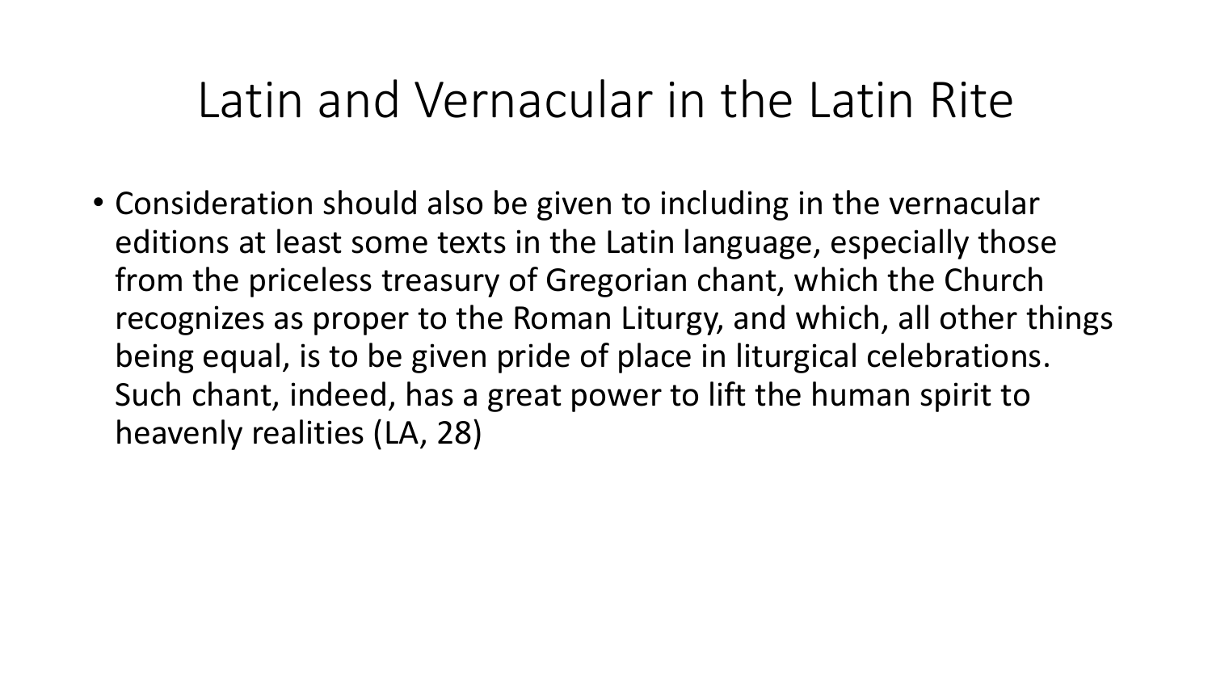# Latin and Vernacular in the Latin Rite

- Consideration should also be given to including in the vernacular editions at least some texts in the Latin language, especially those from the priceless treasury of Gregorian chant, which the Church recognizes as proper to the Roman Liturgy, and which, all other things being equal, is to be given pride of place in liturgical celebrations. Such chant, indeed, has a great power to lift the human spirit to heavenly realities (LA, 28)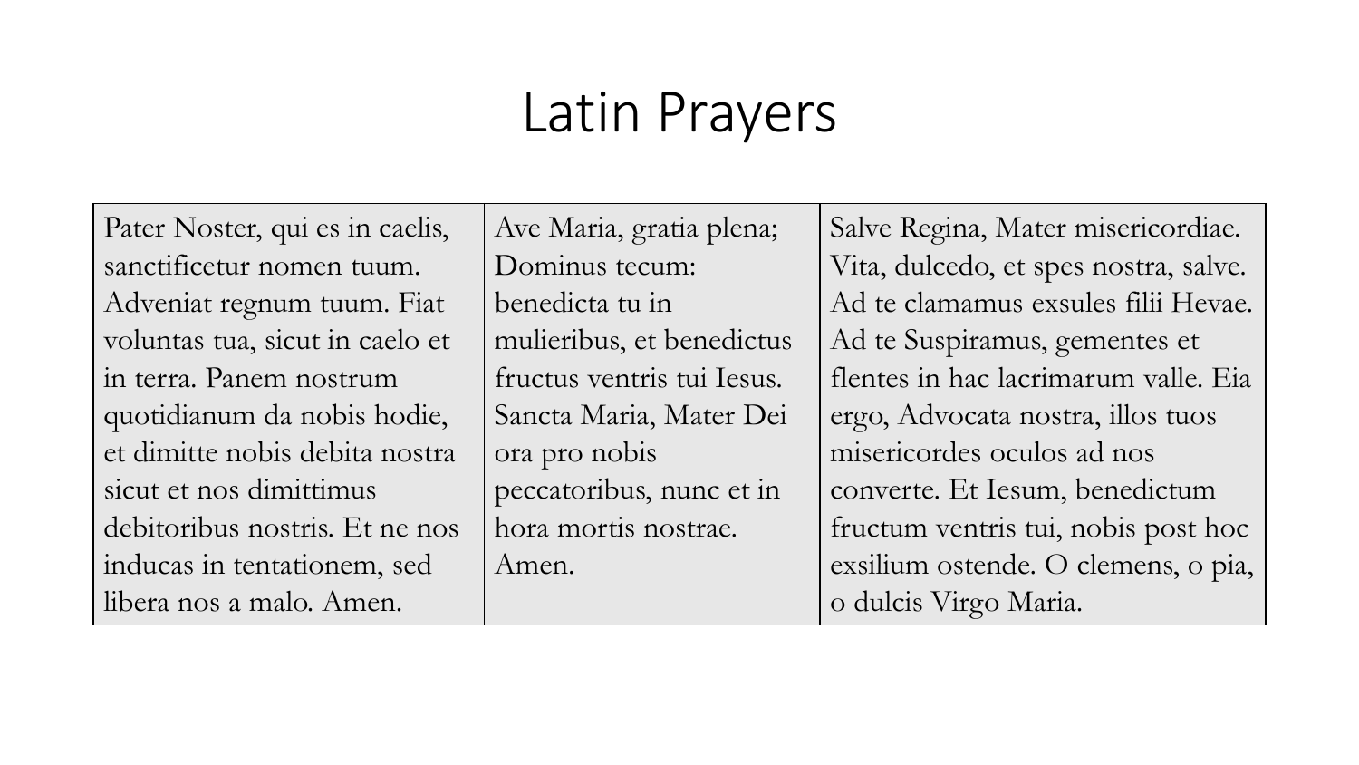# Latin Prayers

| Pater Noster, qui es in caelis, sanctificetur nomen tuum. Adveniat regnum tuum. Fiat voluntas tua, sicut in caelo et in terra. Panem nostrum quotidianum da nobis hodie, et dimitte nobis debita nostra sicut et nos dimittimus debitoribus nostris. Et ne nos inducas in tentationem, sed libera nos a malo. Amen. | Ave Maria, gratia plena; Dominus tecum: benedicta tu in mulieribus, et benedictus fructus ventris tui Iesus. Sancta Maria, Mater Dei ora pro nobis peccatoribus, nunc et in hora mortis nostrae. Amen. | Salve Regina, Mater misericordiae. Vita, dulcedo, et spes nostra, salve. Ad te clamamus exsules filii Hevae. Ad te Suspiramus, gementes et flentes in hac lacrimarum valle. Eia ergo, Advocata nostra, illos tuos misericordes oculos ad nos converte. Et Iesum, benedictum fructum ventris tui, nobis post hoc exsilium ostende. O clemens, o pia, o dulcis Virgo Maria. |
|---|---|---|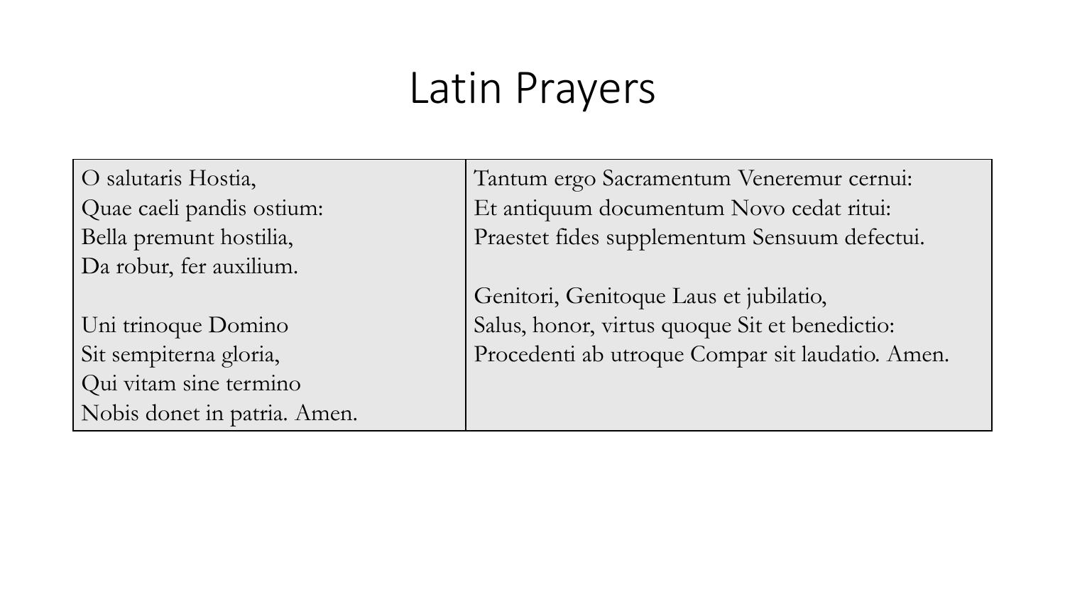# Latin Prayers

| O salutaris Hostia,<br>Quae caeli pandis ostium:<br>Bella premunt hostilia,<br>Da robur, fer auxilium.<br><br>Uni trinoque Domino<br>Sit sempiterna gloria,<br>Qui vitam sine termino<br>Nobis donet in patria. Amen. | Tantum ergo Sacramentum Veneremur cernui:<br>Et antiquum documentum Novo cedat ritui:<br>Praestet fides supplementum Sensuum defectui.<br><br>Genitori, Genitoque Laus et jubilatio,<br>Salus, honor, virtus quoque Sit et benedictio:<br>Procedenti ab utroque Compar sit laudatio. Amen. |
|---|---|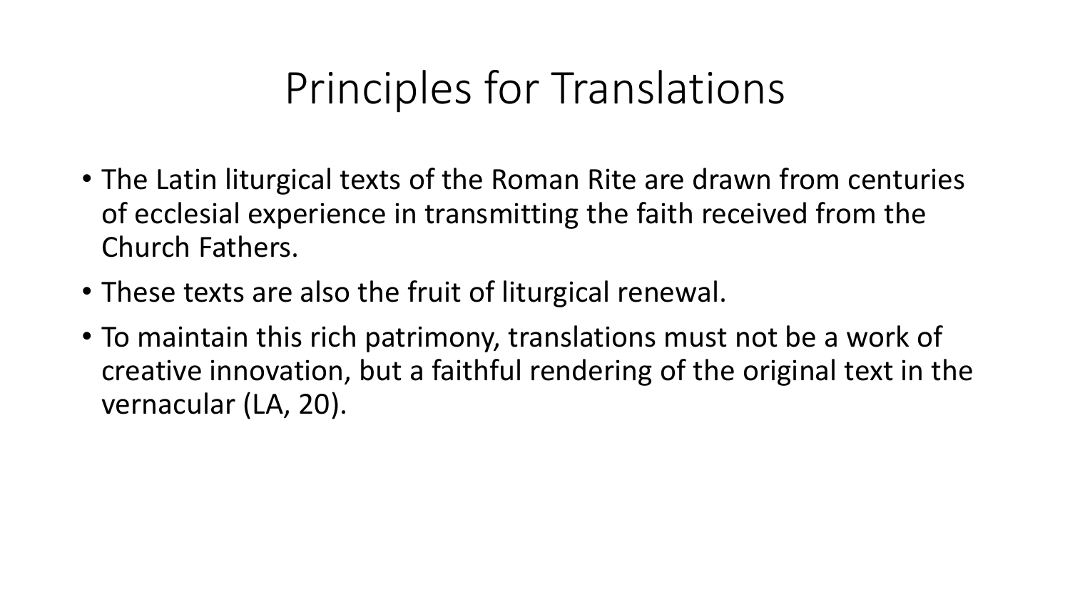# Principles for Translations

- The Latin liturgical texts of the Roman Rite are drawn from centuries of ecclesial experience in transmitting the faith received from the Church Fathers.
- These texts are also the fruit of liturgical renewal.
- To maintain this rich patrimony, translations must not be a work of creative innovation, but a faithful rendering of the original text in the vernacular (LA, 20).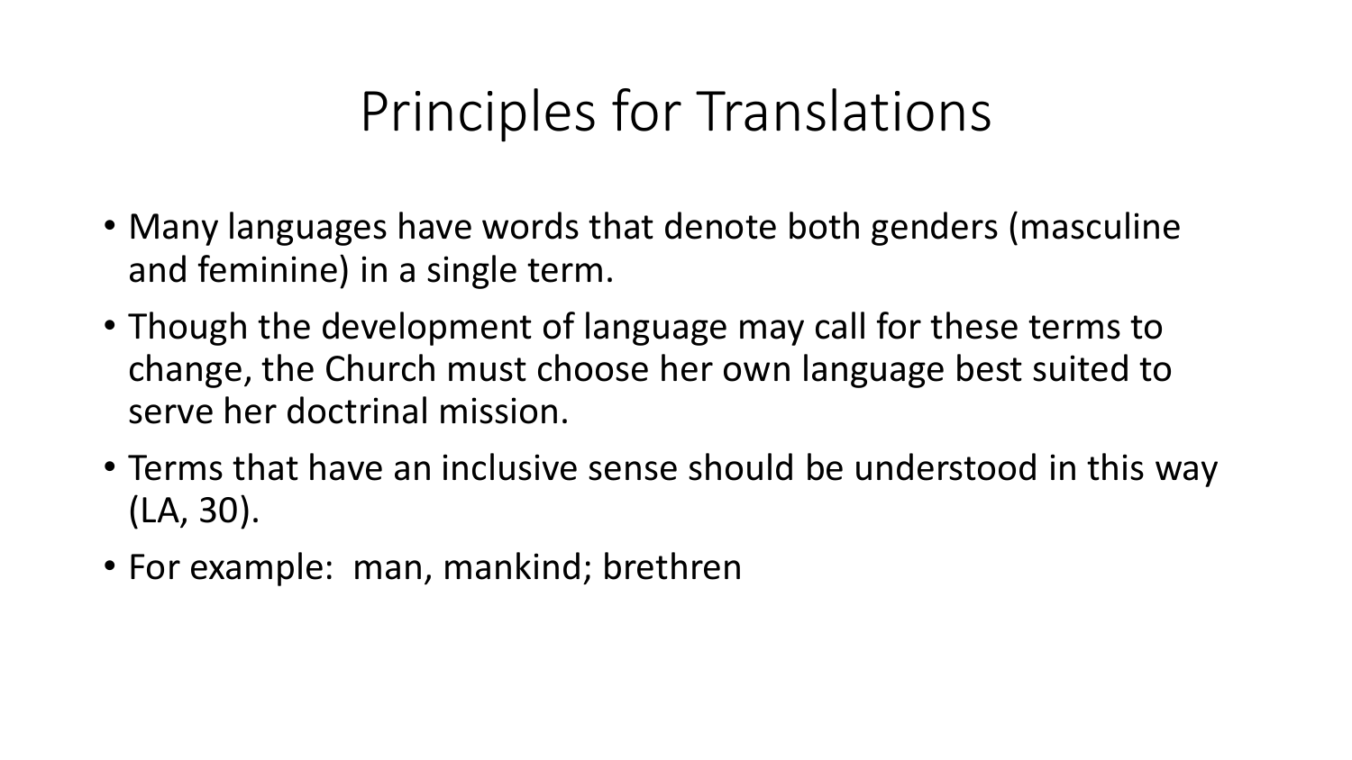# Principles for Translations

- Many languages have words that denote both genders (masculine and feminine) in a single term.
- Though the development of language may call for these terms to change, the Church must choose her own language best suited to serve her doctrinal mission.
- Terms that have an inclusive sense should be understood in this way (LA, 30).
- For example: man, mankind; brethren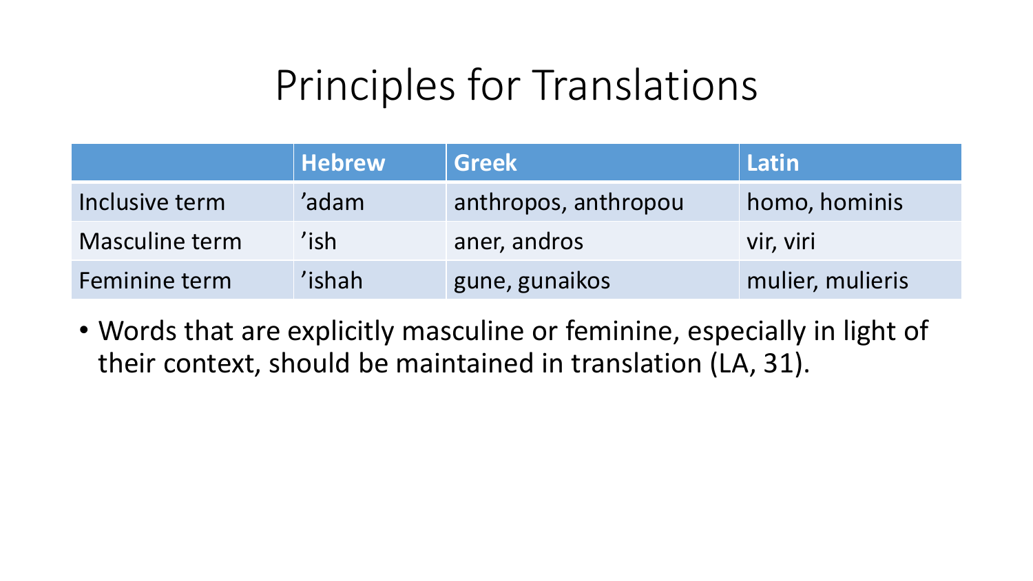# Principles for Translations

| | Hebrew | Greek | Latin |
|---|---|---|---|
| Inclusive term | ’adam | anthropos, anthropou | homo, hominis |
| Masculine term | ’ish | aner, andros | vir, viri |
| Feminine term | ’ishah | gune, gunaikos | mulier, mulieris |

- Words that are explicitly masculine or feminine, especially in light of their context, should be maintained in translation (LA, 31).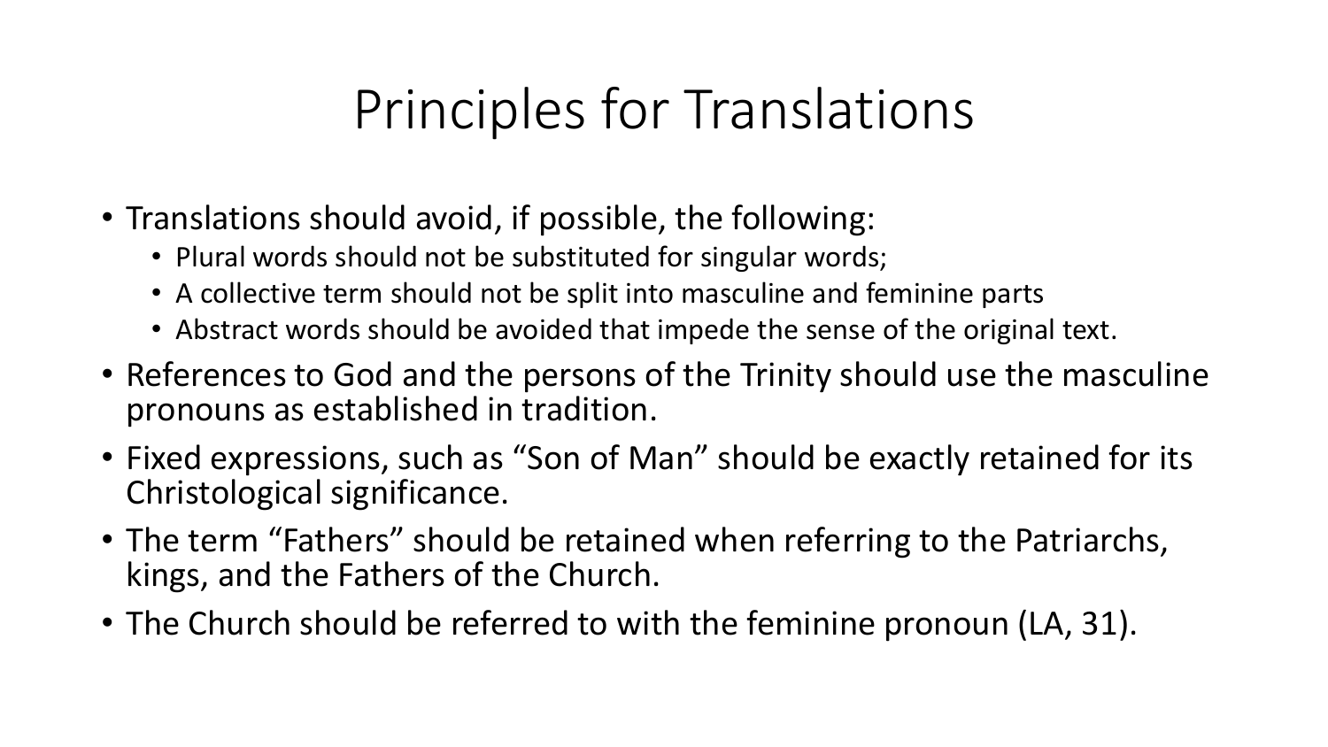# Principles for Translations

- Translations should avoid, if possible, the following:
  - Plural words should not be substituted for singular words;
  - A collective term should not be split into masculine and feminine parts
  - Abstract words should be avoided that impede the sense of the original text.
- References to God and the persons of the Trinity should use the masculine pronouns as established in tradition.
- Fixed expressions, such as “Son of Man” should be exactly retained for its Christological significance.
- The term “Fathers” should be retained when referring to the Patriarchs, kings, and the Fathers of the Church.
- The Church should be referred to with the feminine pronoun (LA, 31).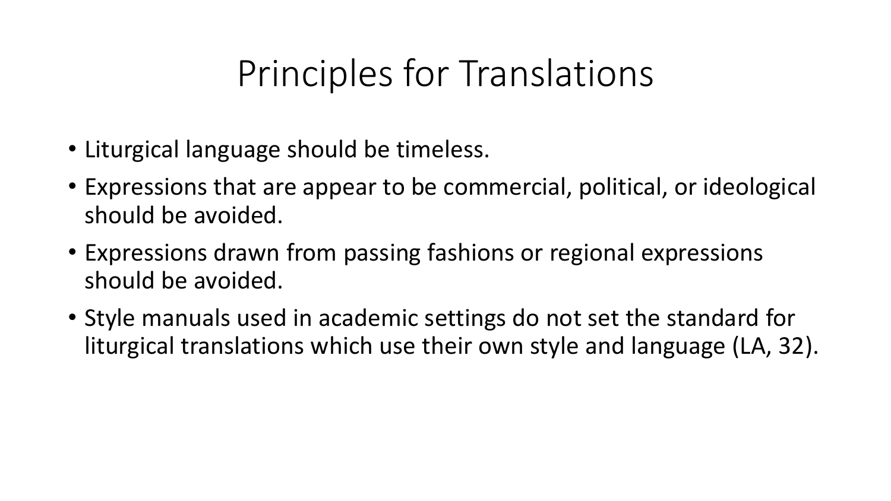# Principles for Translations

- Liturgical language should be timeless.
- Expressions that are appear to be commercial, political, or ideological should be avoided.
- Expressions drawn from passing fashions or regional expressions should be avoided.
- Style manuals used in academic settings do not set the standard for liturgical translations which use their own style and language (LA, 32).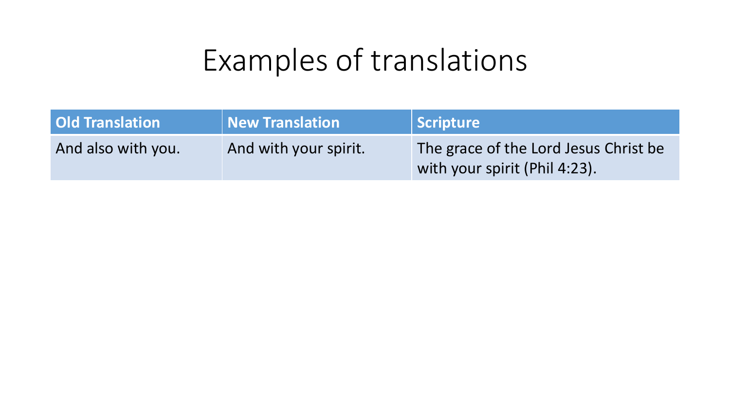# Examples of translations

| Old Translation | New Translation | Scripture |
| --- | --- | --- |
| And also with you. | And with your spirit. | The grace of the Lord Jesus Christ be with your spirit (Phil 4:23). |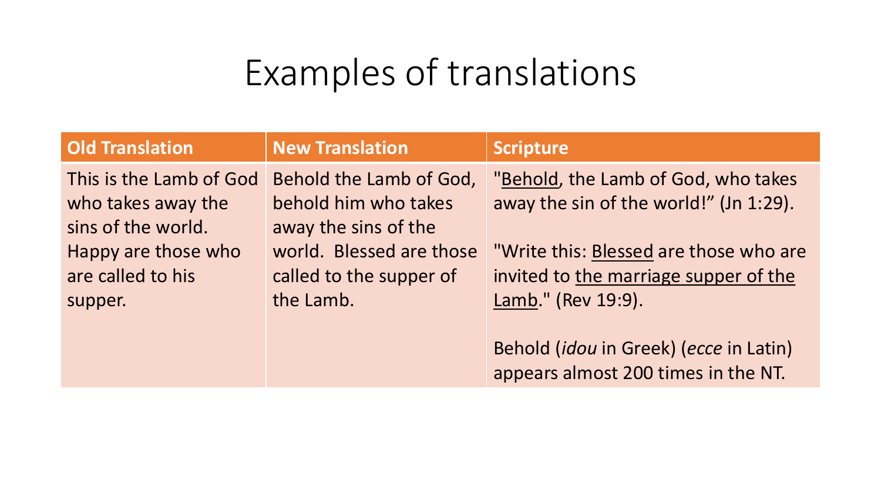# Examples of translations

| Old Translation | New Translation | Scripture |
|---|---|---|
| This is the Lamb of God who takes away the sins of the world. Happy are those who are called to his supper. | Behold the Lamb of God, behold him who takes away the sins of the world. Blessed are those called to the supper of the Lamb. | "<u>Behold</u>, the Lamb of God, who takes away the sin of the world!" (Jn 1:29).<br><br>"Write this: <u>Blessed</u> are those who are invited to <u>the marriage supper of the Lamb</u>." (Rev 19:9).<br><br>Behold (*idou* in Greek) (*ecce* in Latin) appears almost 200 times in the NT. |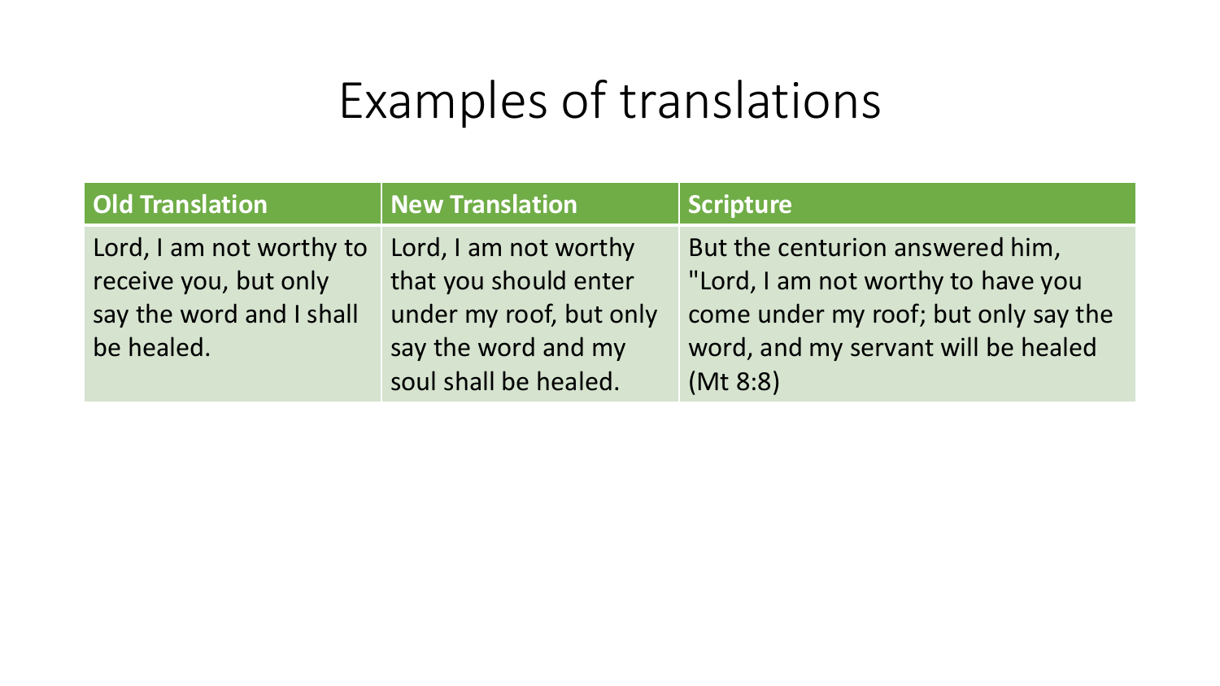# Examples of translations

| Old Translation | New Translation | Scripture |
| --- | --- | --- |
| Lord, I am not worthy to receive you, but only say the word and I shall be healed. | Lord, I am not worthy that you should enter under my roof, but only say the word and my soul shall be healed. | But the centurion answered him, "Lord, I am not worthy to have you come under my roof; but only say the word, and my servant will be healed (Mt 8:8) |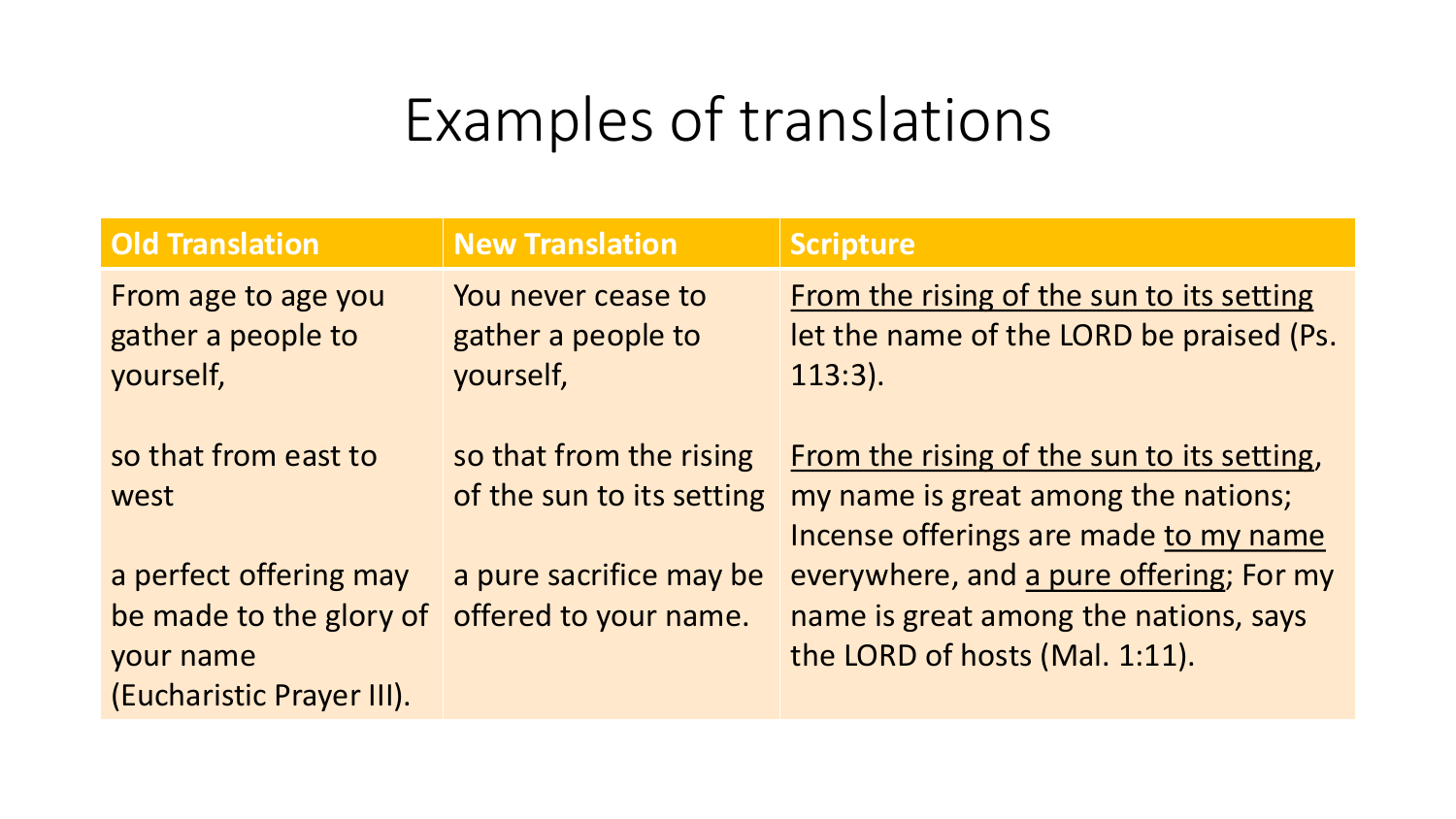# Examples of translations

| Old Translation | New Translation | Scripture |
| --- | --- | --- |
| From age to age you gather a people to yourself, | You never cease to gather a people to yourself, | <u>From the rising of the sun to its setting</u> let the name of the LORD be praised (Ps. 113:3). |
| so that from east to west | so that from the rising of the sun to its setting | <u>From the rising of the sun to its setting</u>, my name is great among the nations; Incense offerings are made <u>to my name</u> everywhere, and <u>a pure offering</u>; For my name is great among the nations, says the LORD of hosts (Mal. 1:11). |
| a perfect offering may be made to the glory of your name (Eucharistic Prayer III). | a pure sacrifice may be offered to your name. | |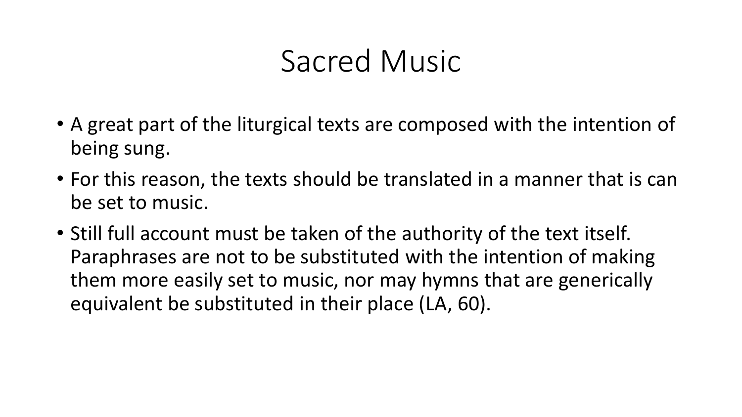# Sacred Music

- A great part of the liturgical texts are composed with the intention of being sung.
- For this reason, the texts should be translated in a manner that is can be set to music.
- Still full account must be taken of the authority of the text itself. Paraphrases are not to be substituted with the intention of making them more easily set to music, nor may hymns that are generically equivalent be substituted in their place (LA, 60).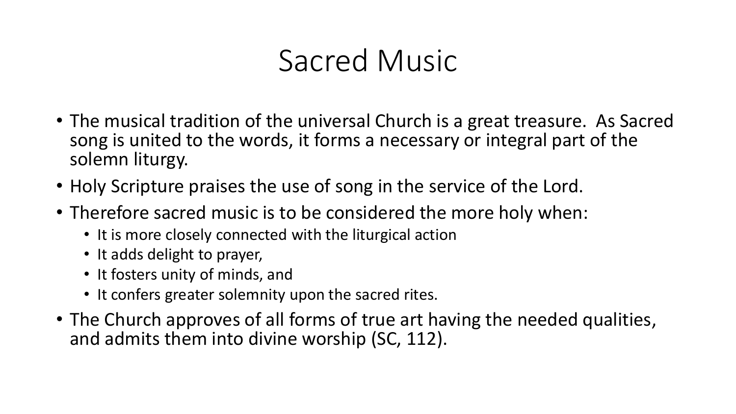# Sacred Music

- The musical tradition of the universal Church is a great treasure.  As Sacred song is united to the words, it forms a necessary or integral part of the solemn liturgy.
- Holy Scripture praises the use of song in the service of the Lord.
- Therefore sacred music is to be considered the more holy when:
  - It is more closely connected with the liturgical action
  - It adds delight to prayer,
  - It fosters unity of minds, and
  - It confers greater solemnity upon the sacred rites.
- The Church approves of all forms of true art having the needed qualities, and admits them into divine worship (SC, 112).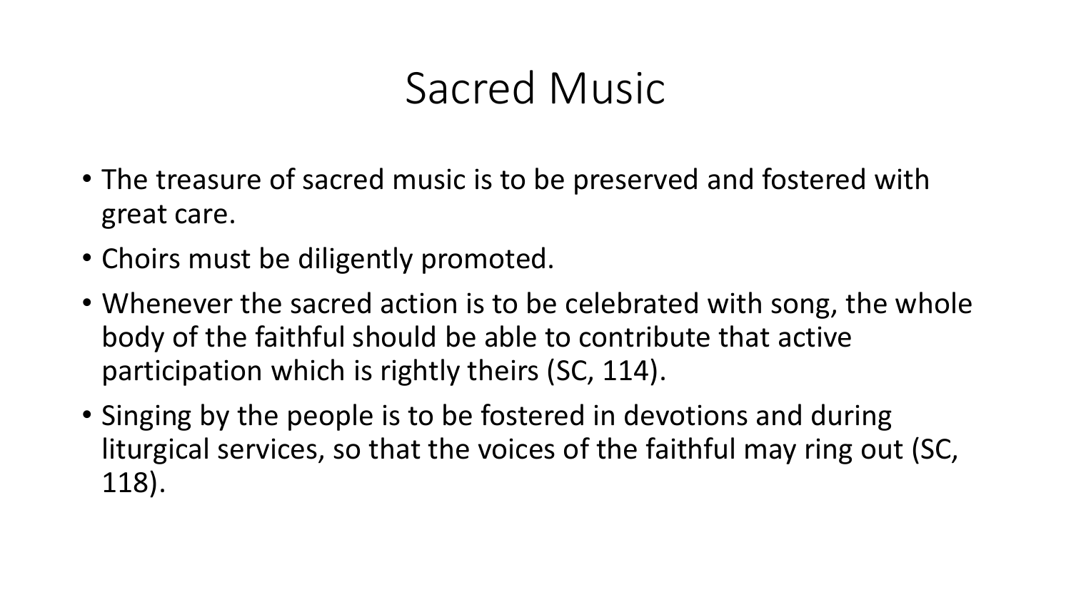# Sacred Music

- The treasure of sacred music is to be preserved and fostered with great care.
- Choirs must be diligently promoted.
- Whenever the sacred action is to be celebrated with song, the whole body of the faithful should be able to contribute that active participation which is rightly theirs (SC, 114).
- Singing by the people is to be fostered in devotions and during liturgical services, so that the voices of the faithful may ring out (SC, 118).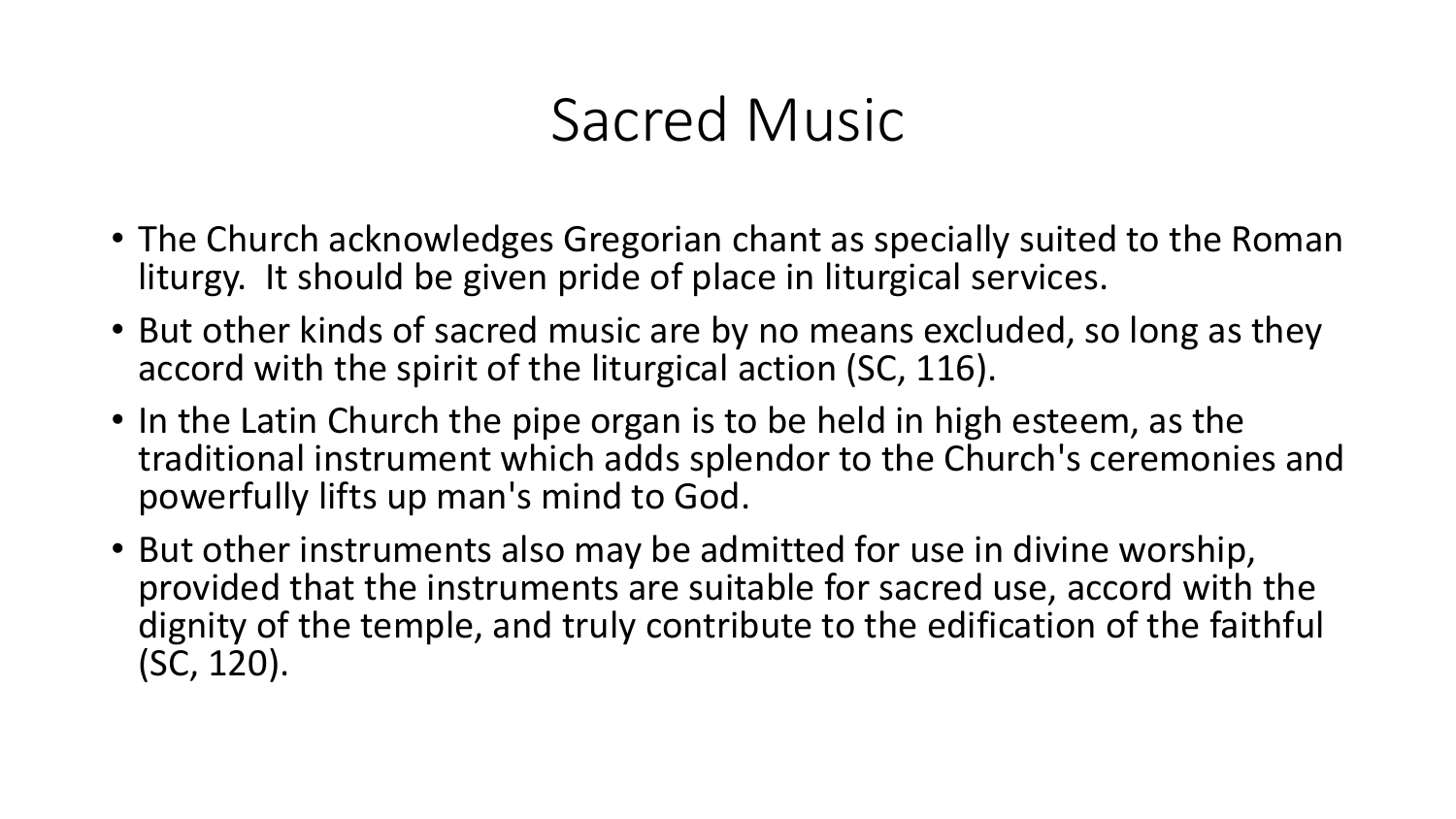# Sacred Music

- The Church acknowledges Gregorian chant as specially suited to the Roman liturgy. It should be given pride of place in liturgical services.
- But other kinds of sacred music are by no means excluded, so long as they accord with the spirit of the liturgical action (SC, 116).
- In the Latin Church the pipe organ is to be held in high esteem, as the traditional instrument which adds splendor to the Church's ceremonies and powerfully lifts up man's mind to God.
- But other instruments also may be admitted for use in divine worship, provided that the instruments are suitable for sacred use, accord with the dignity of the temple, and truly contribute to the edification of the faithful (SC, 120).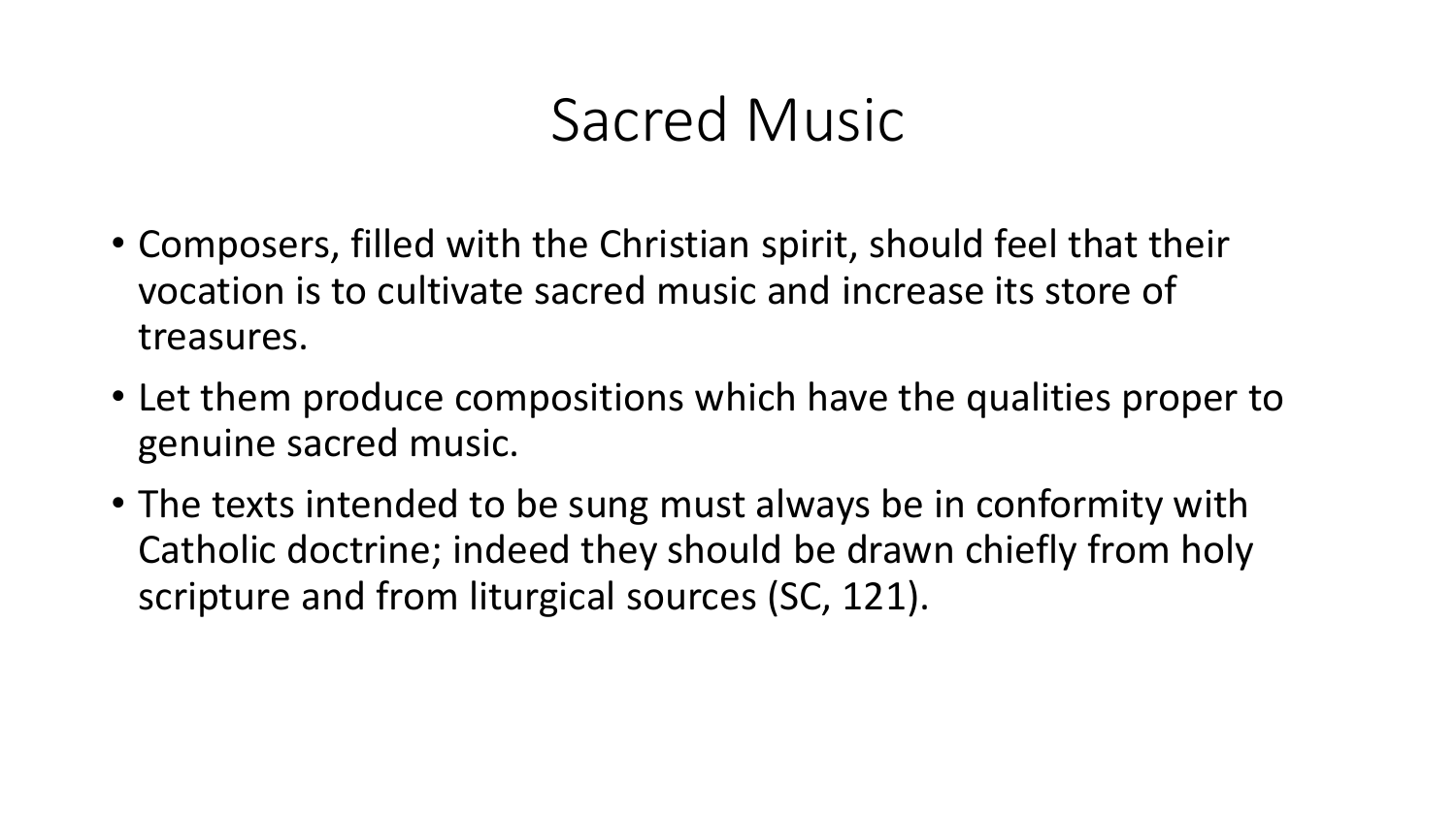# Sacred Music

- Composers, filled with the Christian spirit, should feel that their vocation is to cultivate sacred music and increase its store of treasures.
- Let them produce compositions which have the qualities proper to genuine sacred music.
- The texts intended to be sung must always be in conformity with Catholic doctrine; indeed they should be drawn chiefly from holy scripture and from liturgical sources (SC, 121).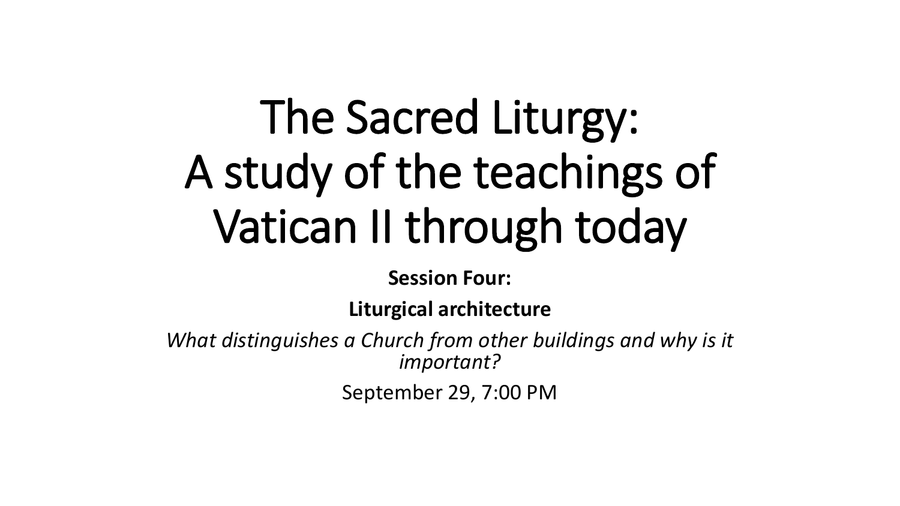# The Sacred Liturgy: A study of the teachings of Vatican II through today

**Session Four:**

**Liturgical architecture**

*What distinguishes a Church from other buildings and why is it important?*

September 29, 7:00 PM